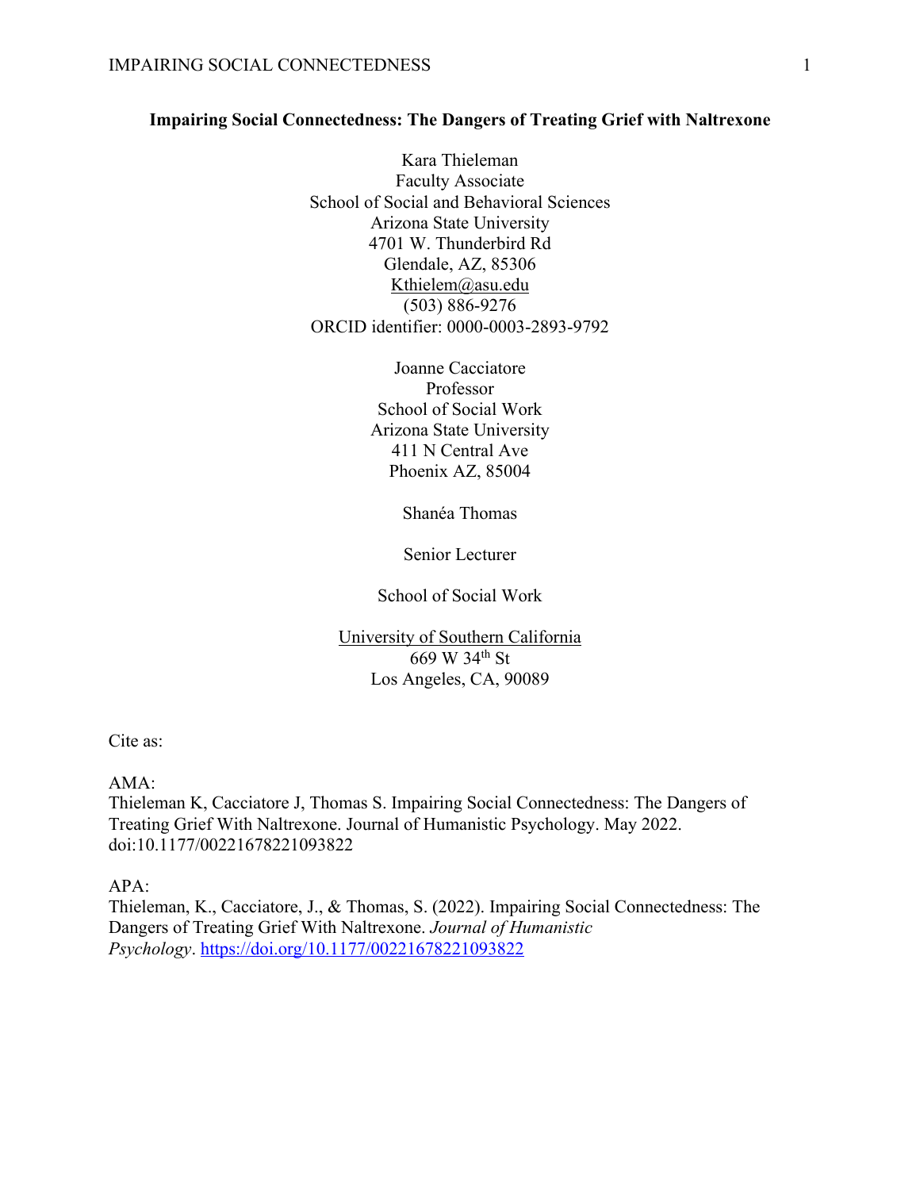# Impairing Social Connectedness: The Dangers of Treating Grief with Naltrexone

Kara Thieleman
Faculty Associate
School of Social and Behavioral Sciences
Arizona State University
4701 W. Thunderbird Rd
Glendale, AZ, 85306
Kthielem@asu.edu
(503) 886-9276
ORCID identifier: 0000-0003-2893-9792

Joanne Cacciatore
Professor
School of Social Work
Arizona State University
411 N Central Ave
Phoenix AZ, 85004

Shanéa Thomas

Senior Lecturer

School of Social Work

University of Southern California
669 W 34th St
Los Angeles, CA, 90089

Cite as:

AMA:
Thieleman K, Cacciatore J, Thomas S. Impairing Social Connectedness: The Dangers of Treating Grief With Naltrexone. Journal of Humanistic Psychology. May 2022. doi:10.1177/00221678221093822

APA:
Thieleman, K., Cacciatore, J., & Thomas, S. (2022). Impairing Social Connectedness: The Dangers of Treating Grief With Naltrexone. *Journal of Humanistic Psychology*. https://doi.org/10.1177/00221678221093822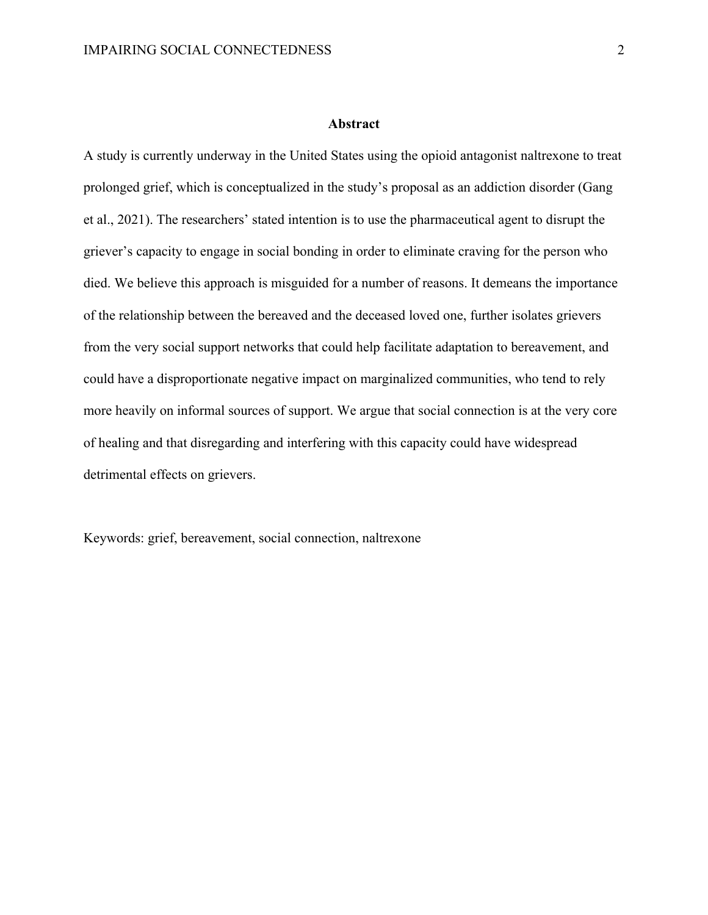## Abstract

A study is currently underway in the United States using the opioid antagonist naltrexone to treat prolonged grief, which is conceptualized in the study's proposal as an addiction disorder (Gang et al., 2021). The researchers' stated intention is to use the pharmaceutical agent to disrupt the griever's capacity to engage in social bonding in order to eliminate craving for the person who died. We believe this approach is misguided for a number of reasons. It demeans the importance of the relationship between the bereaved and the deceased loved one, further isolates grievers from the very social support networks that could help facilitate adaptation to bereavement, and could have a disproportionate negative impact on marginalized communities, who tend to rely more heavily on informal sources of support. We argue that social connection is at the very core of healing and that disregarding and interfering with this capacity could have widespread detrimental effects on grievers.

Keywords: grief, bereavement, social connection, naltrexone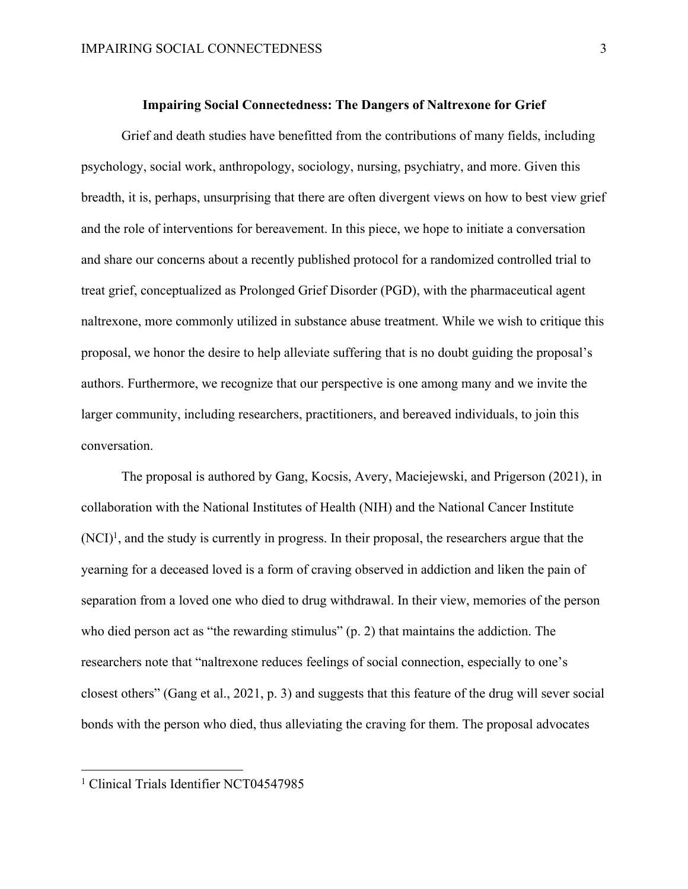**Impairing Social Connectedness: The Dangers of Naltrexone for Grief**

Grief and death studies have benefitted from the contributions of many fields, including psychology, social work, anthropology, sociology, nursing, psychiatry, and more. Given this breadth, it is, perhaps, unsurprising that there are often divergent views on how to best view grief and the role of interventions for bereavement. In this piece, we hope to initiate a conversation and share our concerns about a recently published protocol for a randomized controlled trial to treat grief, conceptualized as Prolonged Grief Disorder (PGD), with the pharmaceutical agent naltrexone, more commonly utilized in substance abuse treatment. While we wish to critique this proposal, we honor the desire to help alleviate suffering that is no doubt guiding the proposal's authors. Furthermore, we recognize that our perspective is one among many and we invite the larger community, including researchers, practitioners, and bereaved individuals, to join this conversation.

The proposal is authored by Gang, Kocsis, Avery, Maciejewski, and Prigerson (2021), in collaboration with the National Institutes of Health (NIH) and the National Cancer Institute (NCI)[1], and the study is currently in progress. In their proposal, the researchers argue that the yearning for a deceased loved is a form of craving observed in addiction and liken the pain of separation from a loved one who died to drug withdrawal. In their view, memories of the person who died person act as "the rewarding stimulus" (p. 2) that maintains the addiction. The researchers note that "naltrexone reduces feelings of social connection, especially to one's closest others" (Gang et al., 2021, p. 3) and suggests that this feature of the drug will sever social bonds with the person who died, thus alleviating the craving for them. The proposal advocates

[1] Clinical Trials Identifier NCT04547985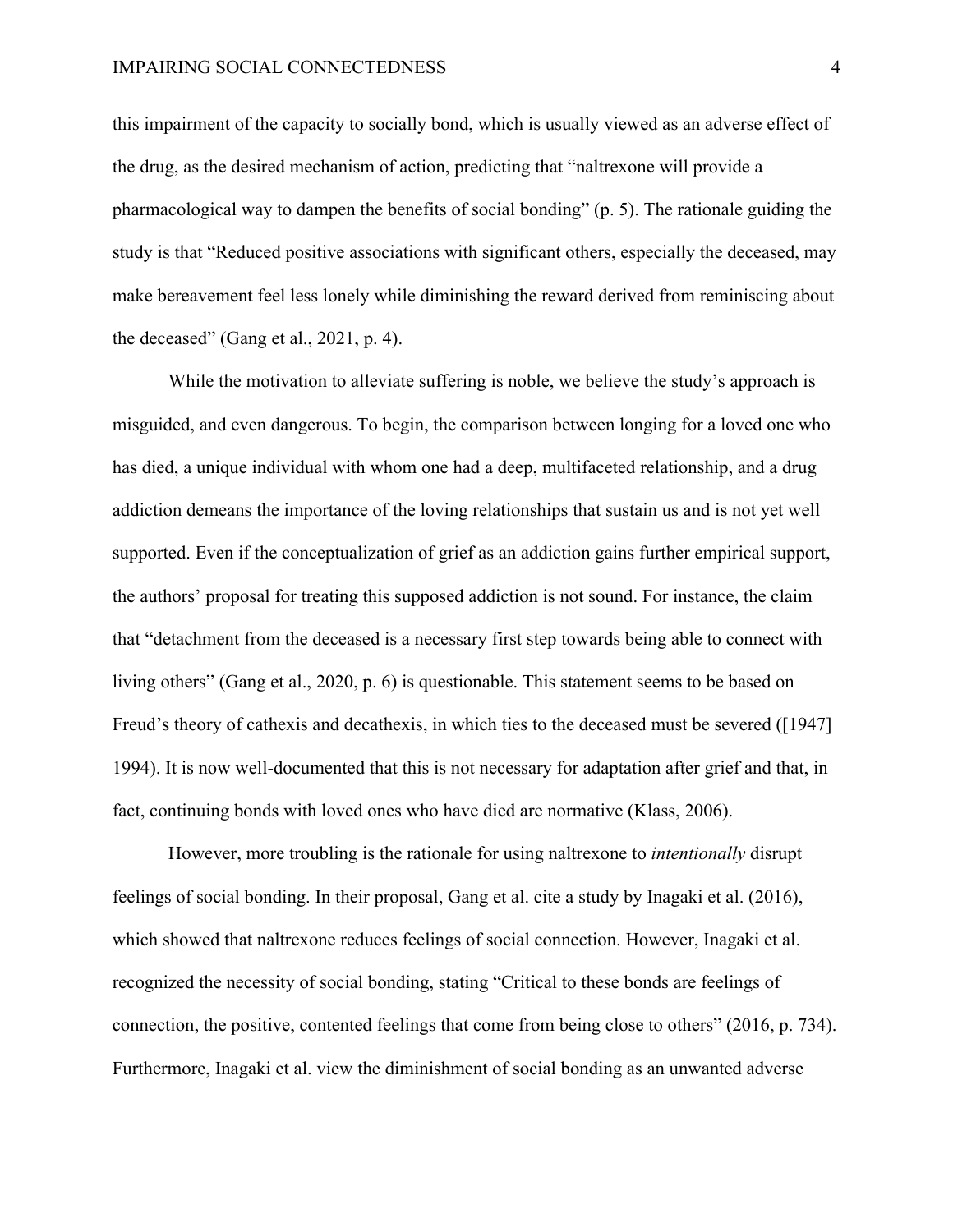this impairment of the capacity to socially bond, which is usually viewed as an adverse effect of the drug, as the desired mechanism of action, predicting that "naltrexone will provide a pharmacological way to dampen the benefits of social bonding" (p. 5). The rationale guiding the study is that "Reduced positive associations with significant others, especially the deceased, may make bereavement feel less lonely while diminishing the reward derived from reminiscing about the deceased" (Gang et al., 2021, p. 4).

While the motivation to alleviate suffering is noble, we believe the study's approach is misguided, and even dangerous. To begin, the comparison between longing for a loved one who has died, a unique individual with whom one had a deep, multifaceted relationship, and a drug addiction demeans the importance of the loving relationships that sustain us and is not yet well supported. Even if the conceptualization of grief as an addiction gains further empirical support, the authors' proposal for treating this supposed addiction is not sound. For instance, the claim that "detachment from the deceased is a necessary first step towards being able to connect with living others" (Gang et al., 2020, p. 6) is questionable. This statement seems to be based on Freud's theory of cathexis and decathexis, in which ties to the deceased must be severed ([1947] 1994). It is now well-documented that this is not necessary for adaptation after grief and that, in fact, continuing bonds with loved ones who have died are normative (Klass, 2006).

However, more troubling is the rationale for using naltrexone to *intentionally* disrupt feelings of social bonding. In their proposal, Gang et al. cite a study by Inagaki et al. (2016), which showed that naltrexone reduces feelings of social connection. However, Inagaki et al. recognized the necessity of social bonding, stating "Critical to these bonds are feelings of connection, the positive, contented feelings that come from being close to others" (2016, p. 734). Furthermore, Inagaki et al. view the diminishment of social bonding as an unwanted adverse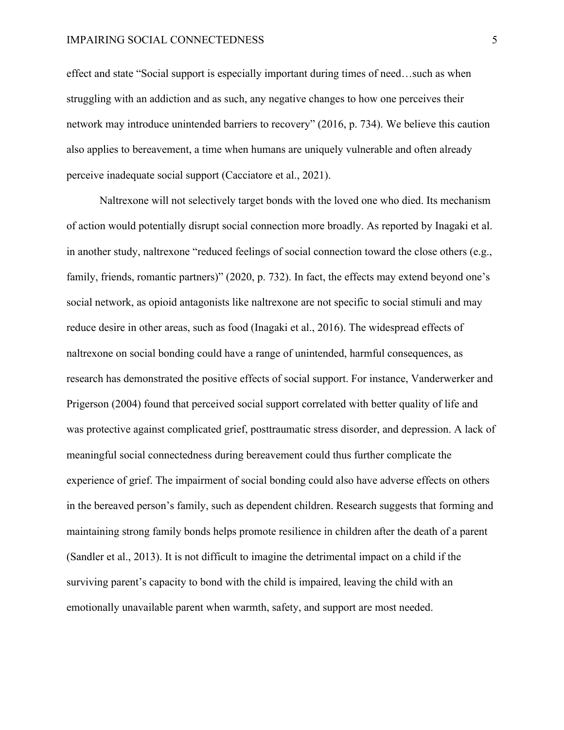effect and state "Social support is especially important during times of need…such as when struggling with an addiction and as such, any negative changes to how one perceives their network may introduce unintended barriers to recovery" (2016, p. 734). We believe this caution also applies to bereavement, a time when humans are uniquely vulnerable and often already perceive inadequate social support (Cacciatore et al., 2021).

Naltrexone will not selectively target bonds with the loved one who died. Its mechanism of action would potentially disrupt social connection more broadly. As reported by Inagaki et al. in another study, naltrexone "reduced feelings of social connection toward the close others (e.g., family, friends, romantic partners)" (2020, p. 732). In fact, the effects may extend beyond one's social network, as opioid antagonists like naltrexone are not specific to social stimuli and may reduce desire in other areas, such as food (Inagaki et al., 2016). The widespread effects of naltrexone on social bonding could have a range of unintended, harmful consequences, as research has demonstrated the positive effects of social support. For instance, Vanderwerker and Prigerson (2004) found that perceived social support correlated with better quality of life and was protective against complicated grief, posttraumatic stress disorder, and depression. A lack of meaningful social connectedness during bereavement could thus further complicate the experience of grief. The impairment of social bonding could also have adverse effects on others in the bereaved person's family, such as dependent children. Research suggests that forming and maintaining strong family bonds helps promote resilience in children after the death of a parent (Sandler et al., 2013). It is not difficult to imagine the detrimental impact on a child if the surviving parent's capacity to bond with the child is impaired, leaving the child with an emotionally unavailable parent when warmth, safety, and support are most needed.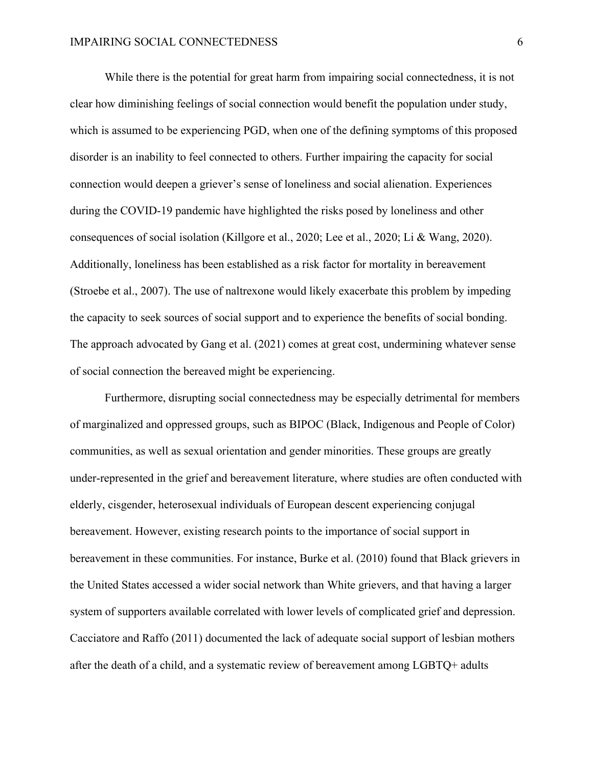While there is the potential for great harm from impairing social connectedness, it is not clear how diminishing feelings of social connection would benefit the population under study, which is assumed to be experiencing PGD, when one of the defining symptoms of this proposed disorder is an inability to feel connected to others. Further impairing the capacity for social connection would deepen a griever's sense of loneliness and social alienation. Experiences during the COVID-19 pandemic have highlighted the risks posed by loneliness and other consequences of social isolation (Killgore et al., 2020; Lee et al., 2020; Li & Wang, 2020). Additionally, loneliness has been established as a risk factor for mortality in bereavement (Stroebe et al., 2007). The use of naltrexone would likely exacerbate this problem by impeding the capacity to seek sources of social support and to experience the benefits of social bonding. The approach advocated by Gang et al. (2021) comes at great cost, undermining whatever sense of social connection the bereaved might be experiencing.

Furthermore, disrupting social connectedness may be especially detrimental for members of marginalized and oppressed groups, such as BIPOC (Black, Indigenous and People of Color) communities, as well as sexual orientation and gender minorities. These groups are greatly under-represented in the grief and bereavement literature, where studies are often conducted with elderly, cisgender, heterosexual individuals of European descent experiencing conjugal bereavement. However, existing research points to the importance of social support in bereavement in these communities. For instance, Burke et al. (2010) found that Black grievers in the United States accessed a wider social network than White grievers, and that having a larger system of supporters available correlated with lower levels of complicated grief and depression. Cacciatore and Raffo (2011) documented the lack of adequate social support of lesbian mothers after the death of a child, and a systematic review of bereavement among LGBTQ+ adults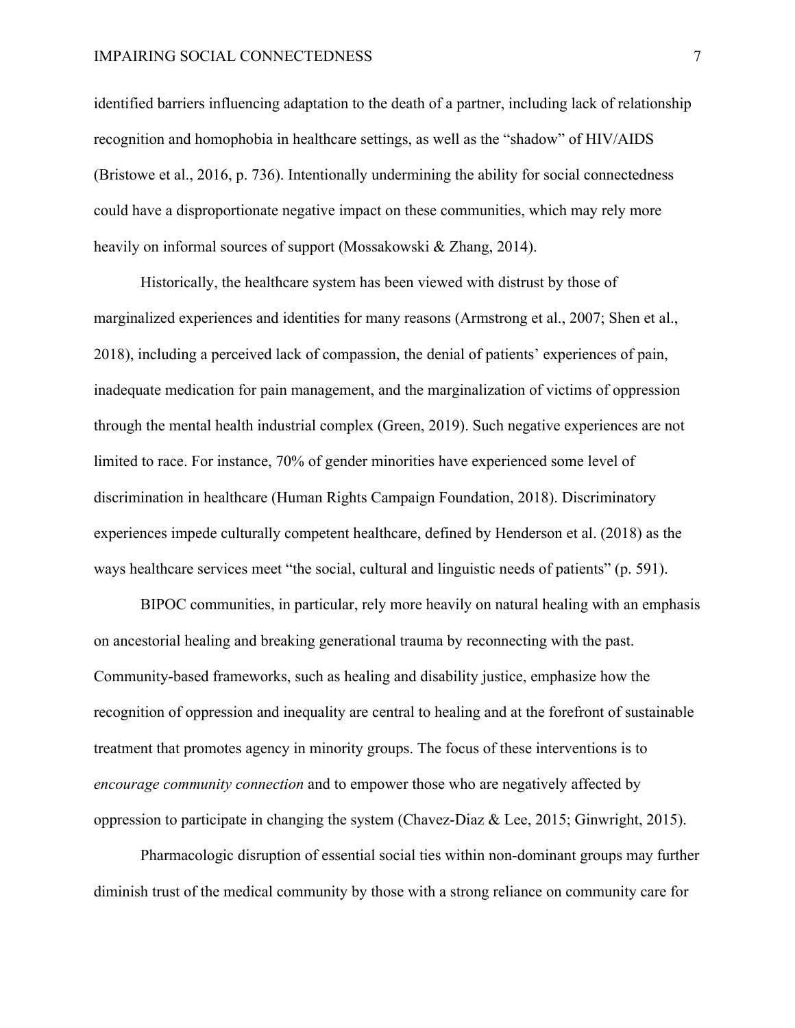identified barriers influencing adaptation to the death of a partner, including lack of relationship recognition and homophobia in healthcare settings, as well as the "shadow" of HIV/AIDS (Bristowe et al., 2016, p. 736). Intentionally undermining the ability for social connectedness could have a disproportionate negative impact on these communities, which may rely more heavily on informal sources of support (Mossakowski & Zhang, 2014).

Historically, the healthcare system has been viewed with distrust by those of marginalized experiences and identities for many reasons (Armstrong et al., 2007; Shen et al., 2018), including a perceived lack of compassion, the denial of patients' experiences of pain, inadequate medication for pain management, and the marginalization of victims of oppression through the mental health industrial complex (Green, 2019). Such negative experiences are not limited to race. For instance, 70% of gender minorities have experienced some level of discrimination in healthcare (Human Rights Campaign Foundation, 2018). Discriminatory experiences impede culturally competent healthcare, defined by Henderson et al. (2018) as the ways healthcare services meet "the social, cultural and linguistic needs of patients" (p. 591).

BIPOC communities, in particular, rely more heavily on natural healing with an emphasis on ancestorial healing and breaking generational trauma by reconnecting with the past. Community-based frameworks, such as healing and disability justice, emphasize how the recognition of oppression and inequality are central to healing and at the forefront of sustainable treatment that promotes agency in minority groups. The focus of these interventions is to *encourage community connection* and to empower those who are negatively affected by oppression to participate in changing the system (Chavez-Diaz & Lee, 2015; Ginwright, 2015).

Pharmacologic disruption of essential social ties within non-dominant groups may further diminish trust of the medical community by those with a strong reliance on community care for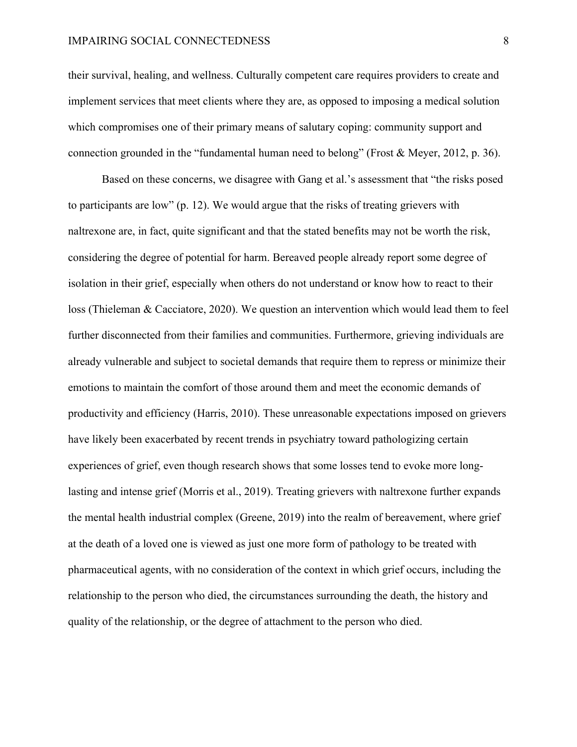their survival, healing, and wellness. Culturally competent care requires providers to create and implement services that meet clients where they are, as opposed to imposing a medical solution which compromises one of their primary means of salutary coping: community support and connection grounded in the "fundamental human need to belong" (Frost & Meyer, 2012, p. 36).

Based on these concerns, we disagree with Gang et al.'s assessment that "the risks posed to participants are low" (p. 12). We would argue that the risks of treating grievers with naltrexone are, in fact, quite significant and that the stated benefits may not be worth the risk, considering the degree of potential for harm. Bereaved people already report some degree of isolation in their grief, especially when others do not understand or know how to react to their loss (Thieleman & Cacciatore, 2020). We question an intervention which would lead them to feel further disconnected from their families and communities. Furthermore, grieving individuals are already vulnerable and subject to societal demands that require them to repress or minimize their emotions to maintain the comfort of those around them and meet the economic demands of productivity and efficiency (Harris, 2010). These unreasonable expectations imposed on grievers have likely been exacerbated by recent trends in psychiatry toward pathologizing certain experiences of grief, even though research shows that some losses tend to evoke more long-lasting and intense grief (Morris et al., 2019). Treating grievers with naltrexone further expands the mental health industrial complex (Greene, 2019) into the realm of bereavement, where grief at the death of a loved one is viewed as just one more form of pathology to be treated with pharmaceutical agents, with no consideration of the context in which grief occurs, including the relationship to the person who died, the circumstances surrounding the death, the history and quality of the relationship, or the degree of attachment to the person who died.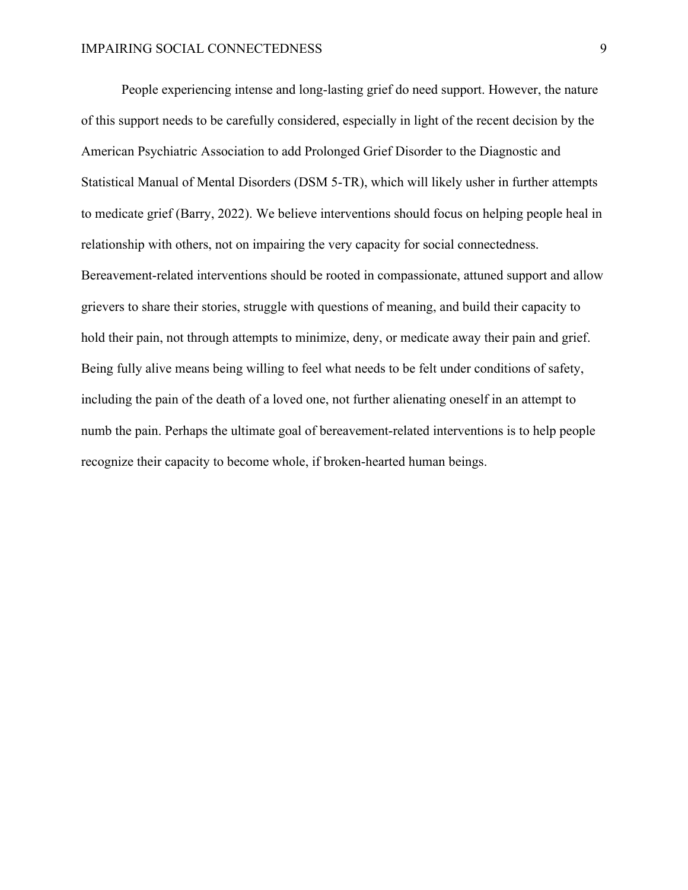People experiencing intense and long-lasting grief do need support. However, the nature of this support needs to be carefully considered, especially in light of the recent decision by the American Psychiatric Association to add Prolonged Grief Disorder to the Diagnostic and Statistical Manual of Mental Disorders (DSM 5-TR), which will likely usher in further attempts to medicate grief (Barry, 2022). We believe interventions should focus on helping people heal in relationship with others, not on impairing the very capacity for social connectedness. Bereavement-related interventions should be rooted in compassionate, attuned support and allow grievers to share their stories, struggle with questions of meaning, and build their capacity to hold their pain, not through attempts to minimize, deny, or medicate away their pain and grief. Being fully alive means being willing to feel what needs to be felt under conditions of safety, including the pain of the death of a loved one, not further alienating oneself in an attempt to numb the pain. Perhaps the ultimate goal of bereavement-related interventions is to help people recognize their capacity to become whole, if broken-hearted human beings.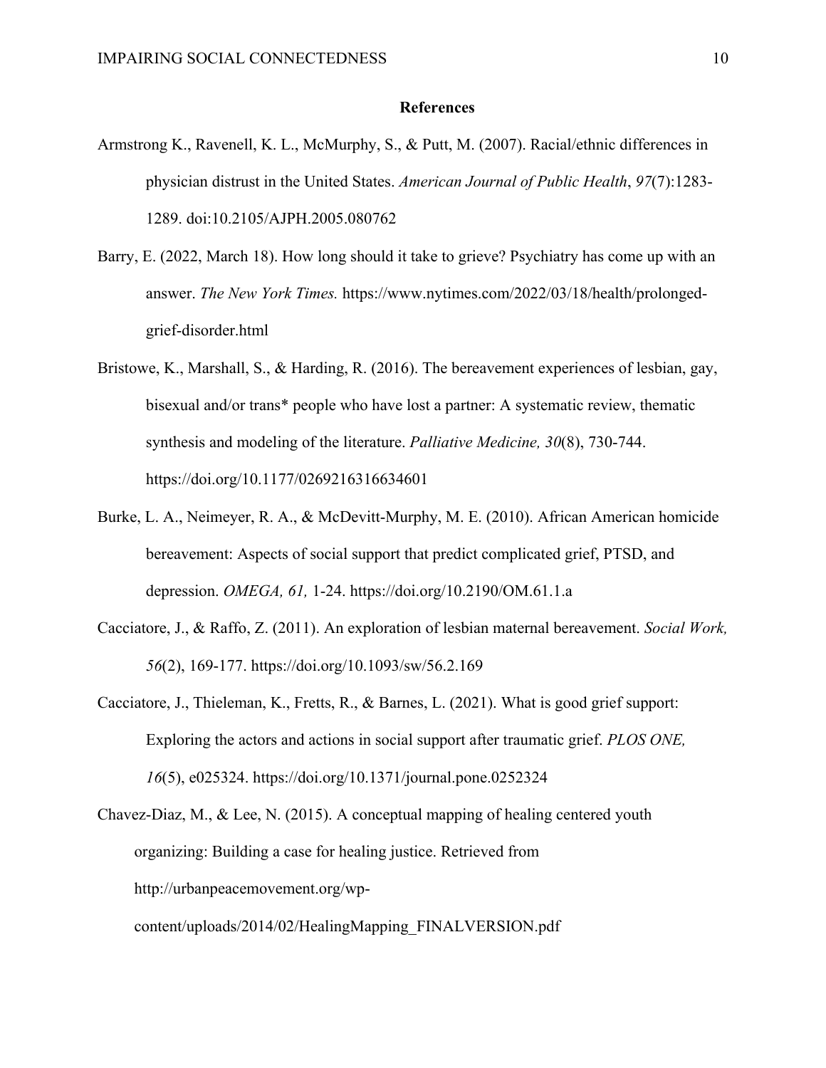## References

Armstrong K., Ravenell, K. L., McMurphy, S., & Putt, M. (2007). Racial/ethnic differences in physician distrust in the United States. *American Journal of Public Health*, *97*(7):1283-1289. doi:10.2105/AJPH.2005.080762

Barry, E. (2022, March 18). How long should it take to grieve? Psychiatry has come up with an answer. *The New York Times.* https://www.nytimes.com/2022/03/18/health/prolonged-grief-disorder.html

Bristowe, K., Marshall, S., & Harding, R. (2016). The bereavement experiences of lesbian, gay, bisexual and/or trans* people who have lost a partner: A systematic review, thematic synthesis and modeling of the literature. *Palliative Medicine, 30*(8), 730-744. https://doi.org/10.1177/0269216316634601

Burke, L. A., Neimeyer, R. A., & McDevitt-Murphy, M. E. (2010). African American homicide bereavement: Aspects of social support that predict complicated grief, PTSD, and depression. *OMEGA, 61,* 1-24. https://doi.org/10.2190/OM.61.1.a

Cacciatore, J., & Raffo, Z. (2011). An exploration of lesbian maternal bereavement. *Social Work, 56*(2), 169-177. https://doi.org/10.1093/sw/56.2.169

Cacciatore, J., Thieleman, K., Fretts, R., & Barnes, L. (2021). What is good grief support: Exploring the actors and actions in social support after traumatic grief. *PLOS ONE, 16*(5), e025324. https://doi.org/10.1371/journal.pone.0252324

Chavez-Diaz, M., & Lee, N. (2015). A conceptual mapping of healing centered youth organizing: Building a case for healing justice. Retrieved from http://urbanpeacemovement.org/wp-content/uploads/2014/02/HealingMapping_FINALVERSION.pdf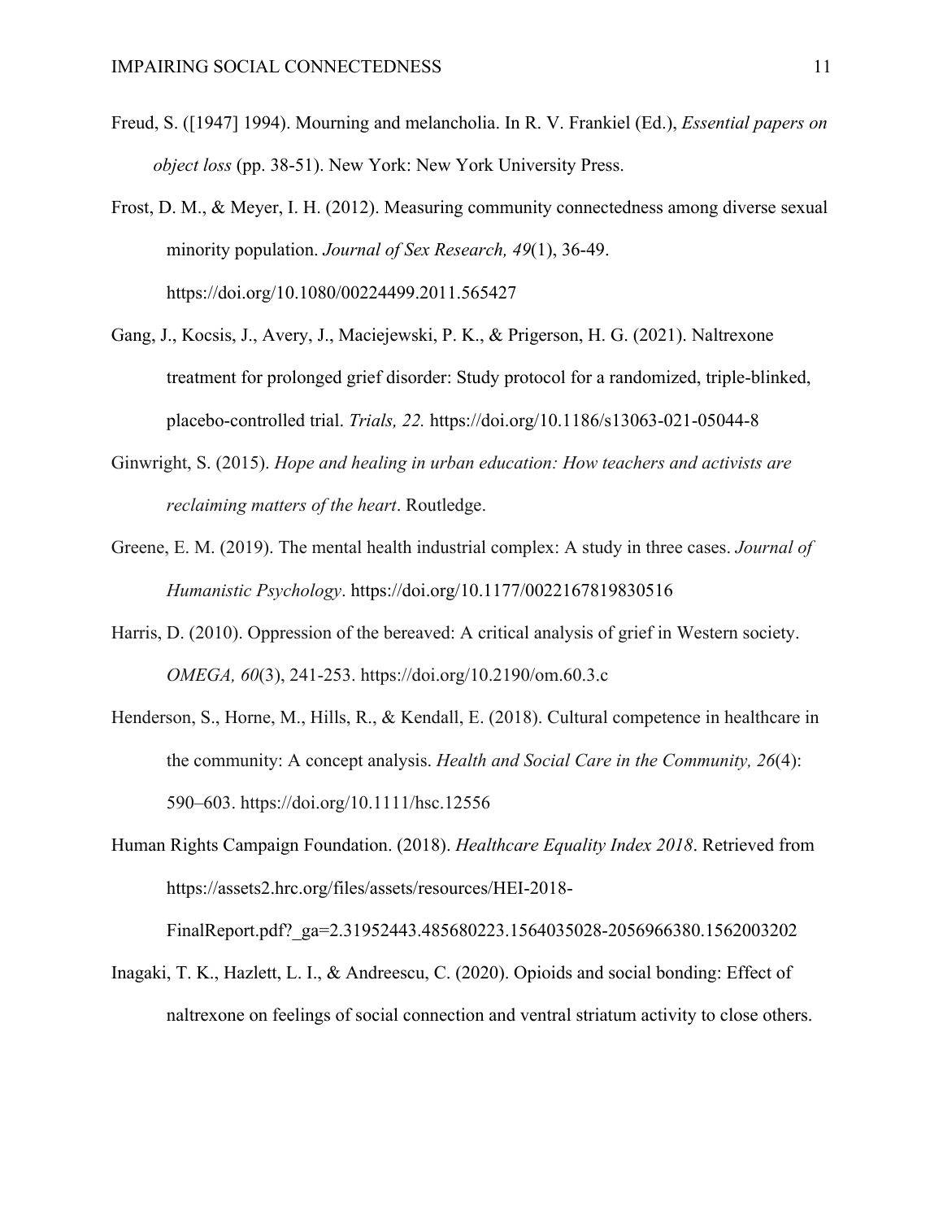Freud, S. ([1947] 1994). Mourning and melancholia. In R. V. Frankiel (Ed.), *Essential papers on object loss* (pp. 38-51). New York: New York University Press.

Frost, D. M., & Meyer, I. H. (2012). Measuring community connectedness among diverse sexual minority population. *Journal of Sex Research, 49*(1), 36-49. https://doi.org/10.1080/00224499.2011.565427

Gang, J., Kocsis, J., Avery, J., Maciejewski, P. K., & Prigerson, H. G. (2021). Naltrexone treatment for prolonged grief disorder: Study protocol for a randomized, triple-blinked, placebo-controlled trial. *Trials, 22.* https://doi.org/10.1186/s13063-021-05044-8

Ginwright, S. (2015). *Hope and healing in urban education: How teachers and activists are reclaiming matters of the heart*. Routledge.

Greene, E. M. (2019). The mental health industrial complex: A study in three cases. *Journal of Humanistic Psychology*. https://doi.org/10.1177/0022167819830516

Harris, D. (2010). Oppression of the bereaved: A critical analysis of grief in Western society. *OMEGA, 60*(3), 241-253. https://doi.org/10.2190/om.60.3.c

Henderson, S., Horne, M., Hills, R., & Kendall, E. (2018). Cultural competence in healthcare in the community: A concept analysis. *Health and Social Care in the Community, 26*(4): 590–603. https://doi.org/10.1111/hsc.12556

Human Rights Campaign Foundation. (2018). *Healthcare Equality Index 2018*. Retrieved from https://assets2.hrc.org/files/assets/resources/HEI-2018-FinalReport.pdf?_ga=2.31952443.485680223.1564035028-2056966380.1562003202

Inagaki, T. K., Hazlett, L. I., & Andreescu, C. (2020). Opioids and social bonding: Effect of naltrexone on feelings of social connection and ventral striatum activity to close others.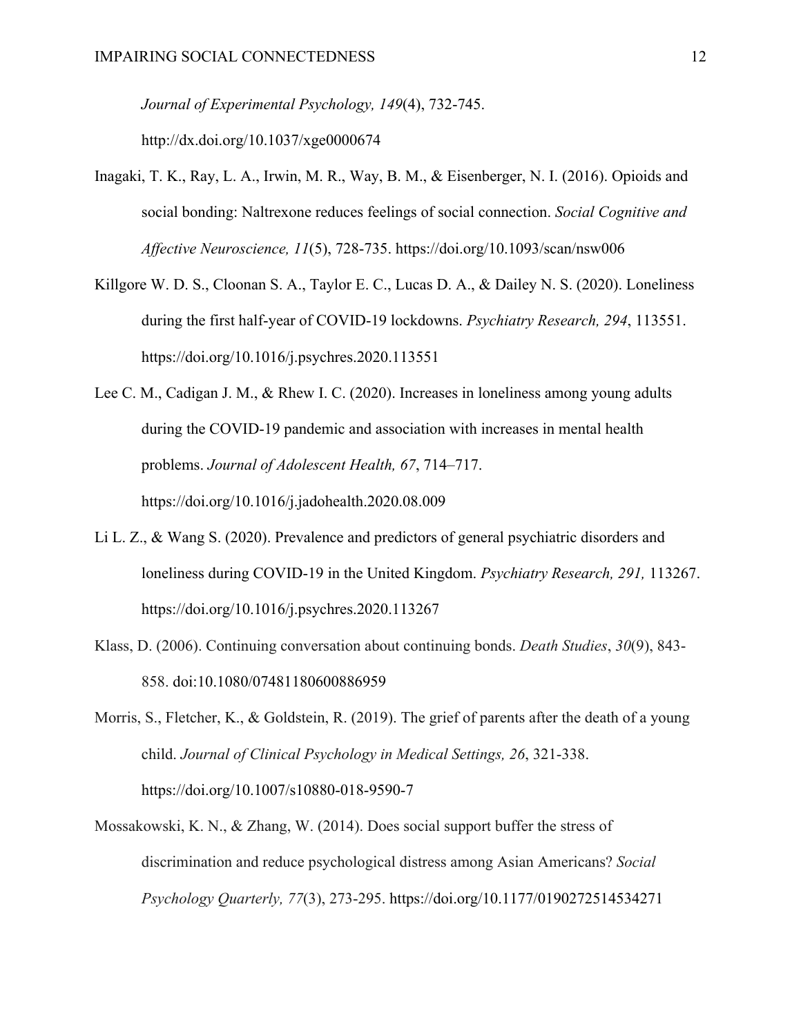*Journal of Experimental Psychology, 149*(4), 732-745. http://dx.doi.org/10.1037/xge0000674

Inagaki, T. K., Ray, L. A., Irwin, M. R., Way, B. M., & Eisenberger, N. I. (2016). Opioids and social bonding: Naltrexone reduces feelings of social connection. *Social Cognitive and Affective Neuroscience, 11*(5), 728-735. https://doi.org/10.1093/scan/nsw006

Killgore W. D. S., Cloonan S. A., Taylor E. C., Lucas D. A., & Dailey N. S. (2020). Loneliness during the first half-year of COVID-19 lockdowns. *Psychiatry Research, 294*, 113551. https://doi.org/10.1016/j.psychres.2020.113551

Lee C. M., Cadigan J. M., & Rhew I. C. (2020). Increases in loneliness among young adults during the COVID-19 pandemic and association with increases in mental health problems. *Journal of Adolescent Health, 67*, 714–717. https://doi.org/10.1016/j.jadohealth.2020.08.009

Li L. Z., & Wang S. (2020). Prevalence and predictors of general psychiatric disorders and loneliness during COVID-19 in the United Kingdom. *Psychiatry Research, 291,* 113267. https://doi.org/10.1016/j.psychres.2020.113267

Klass, D. (2006). Continuing conversation about continuing bonds. *Death Studies*, *30*(9), 843-858. doi:10.1080/07481180600886959

Morris, S., Fletcher, K., & Goldstein, R. (2019). The grief of parents after the death of a young child. *Journal of Clinical Psychology in Medical Settings, 26*, 321-338. https://doi.org/10.1007/s10880-018-9590-7

Mossakowski, K. N., & Zhang, W. (2014). Does social support buffer the stress of discrimination and reduce psychological distress among Asian Americans? *Social Psychology Quarterly, 77*(3), 273-295. https://doi.org/10.1177/0190272514534271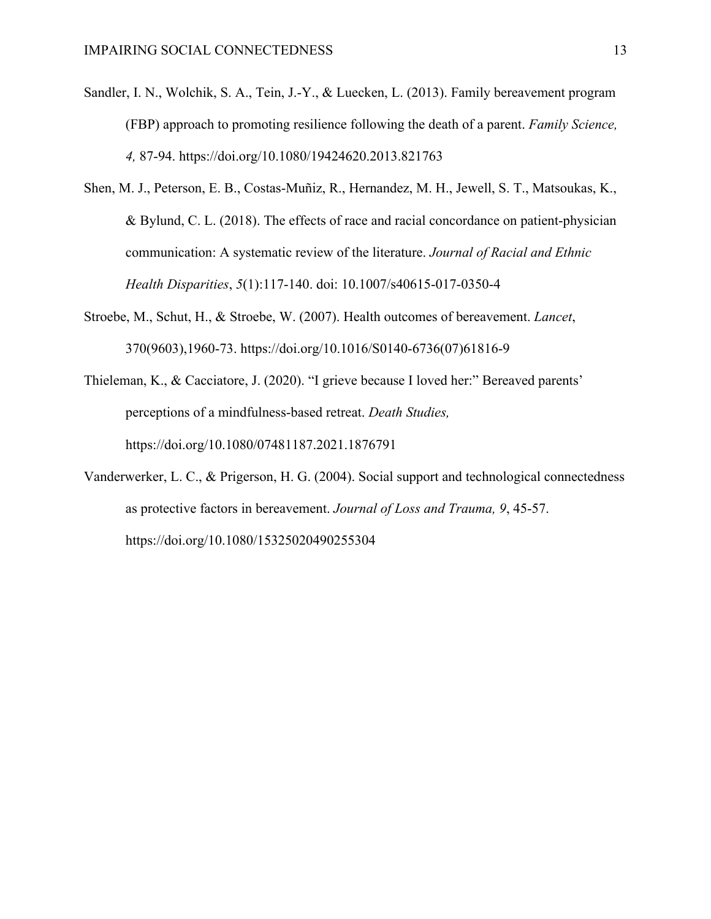Sandler, I. N., Wolchik, S. A., Tein, J.-Y., & Luecken, L. (2013). Family bereavement program (FBP) approach to promoting resilience following the death of a parent. *Family Science, 4,* 87-94. https://doi.org/10.1080/19424620.2013.821763

Shen, M. J., Peterson, E. B., Costas-Muñiz, R., Hernandez, M. H., Jewell, S. T., Matsoukas, K., & Bylund, C. L. (2018). The effects of race and racial concordance on patient-physician communication: A systematic review of the literature. *Journal of Racial and Ethnic Health Disparities*, *5*(1):117-140. doi: 10.1007/s40615-017-0350-4

Stroebe, M., Schut, H., & Stroebe, W. (2007). Health outcomes of bereavement. *Lancet*, 370(9603),1960-73. https://doi.org/10.1016/S0140-6736(07)61816-9

Thieleman, K., & Cacciatore, J. (2020). "I grieve because I loved her:" Bereaved parents' perceptions of a mindfulness-based retreat. *Death Studies,* https://doi.org/10.1080/07481187.2021.1876791

Vanderwerker, L. C., & Prigerson, H. G. (2004). Social support and technological connectedness as protective factors in bereavement. *Journal of Loss and Trauma, 9*, 45-57. https://doi.org/10.1080/15325020490255304